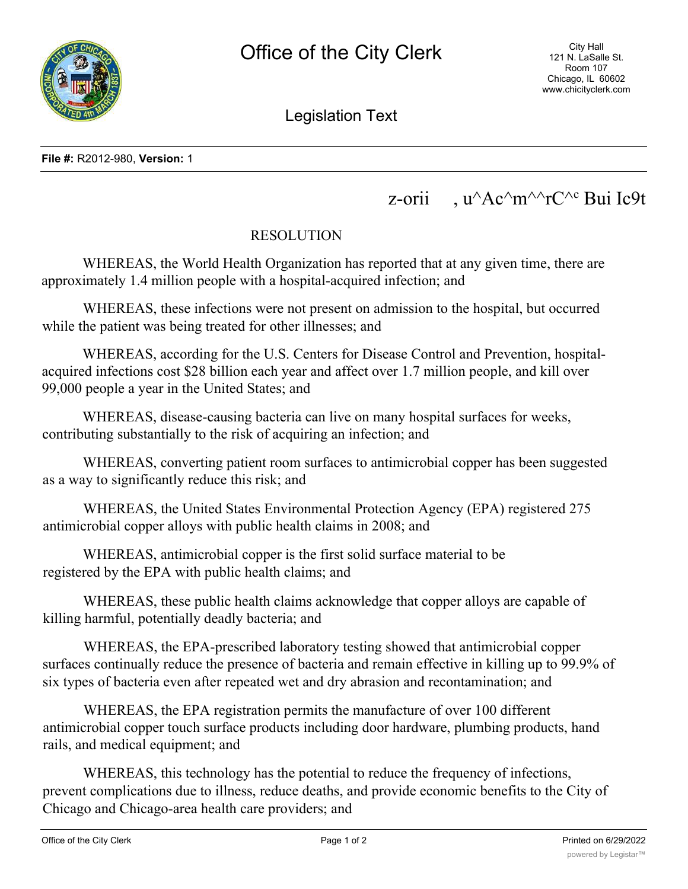# Office of the City Clerk

City Hall
121 N. LaSalle St.
Room 107
Chicago, IL 60602
www.chicityclerk.com

## Legislation Text

**File #:** R2012-980, **Version:** 1

z-orii , u^Ac^m^^rC^c Bui Ic9t

RESOLUTION

WHEREAS, the World Health Organization has reported that at any given time, there are approximately 1.4 million people with a hospital-acquired infection; and

WHEREAS, these infections were not present on admission to the hospital, but occurred while the patient was being treated for other illnesses; and

WHEREAS, according for the U.S. Centers for Disease Control and Prevention, hospital-acquired infections cost $28 billion each year and affect over 1.7 million people, and kill over 99,000 people a year in the United States; and

WHEREAS, disease-causing bacteria can live on many hospital surfaces for weeks, contributing substantially to the risk of acquiring an infection; and

WHEREAS, converting patient room surfaces to antimicrobial copper has been suggested as a way to significantly reduce this risk; and

WHEREAS, the United States Environmental Protection Agency (EPA) registered 275 antimicrobial copper alloys with public health claims in 2008; and

WHEREAS, antimicrobial copper is the first solid surface material to be registered by the EPA with public health claims; and

WHEREAS, these public health claims acknowledge that copper alloys are capable of killing harmful, potentially deadly bacteria; and

WHEREAS, the EPA-prescribed laboratory testing showed that antimicrobial copper surfaces continually reduce the presence of bacteria and remain effective in killing up to 99.9% of six types of bacteria even after repeated wet and dry abrasion and recontamination; and

WHEREAS, the EPA registration permits the manufacture of over 100 different antimicrobial copper touch surface products including door hardware, plumbing products, hand rails, and medical equipment; and

WHEREAS, this technology has the potential to reduce the frequency of infections, prevent complications due to illness, reduce deaths, and provide economic benefits to the City of Chicago and Chicago-area health care providers; and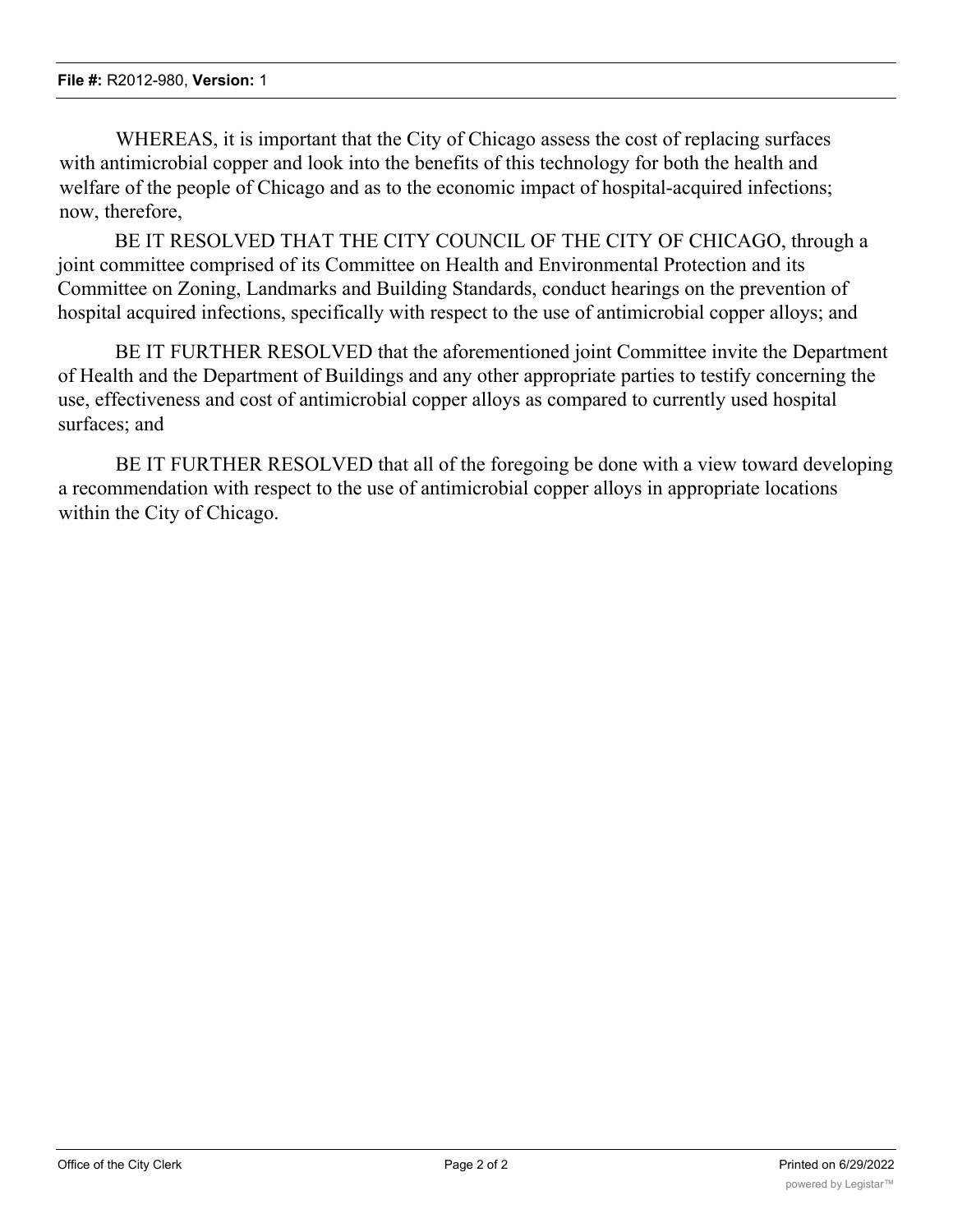WHEREAS, it is important that the City of Chicago assess the cost of replacing surfaces with antimicrobial copper and look into the benefits of this technology for both the health and welfare of the people of Chicago and as to the economic impact of hospital-acquired infections; now, therefore,

BE IT RESOLVED THAT THE CITY COUNCIL OF THE CITY OF CHICAGO, through a joint committee comprised of its Committee on Health and Environmental Protection and its Committee on Zoning, Landmarks and Building Standards, conduct hearings on the prevention of hospital acquired infections, specifically with respect to the use of antimicrobial copper alloys; and

BE IT FURTHER RESOLVED that the aforementioned joint Committee invite the Department of Health and the Department of Buildings and any other appropriate parties to testify concerning the use, effectiveness and cost of antimicrobial copper alloys as compared to currently used hospital surfaces; and

BE IT FURTHER RESOLVED that all of the foregoing be done with a view toward developing a recommendation with respect to the use of antimicrobial copper alloys in appropriate locations within the City of Chicago.